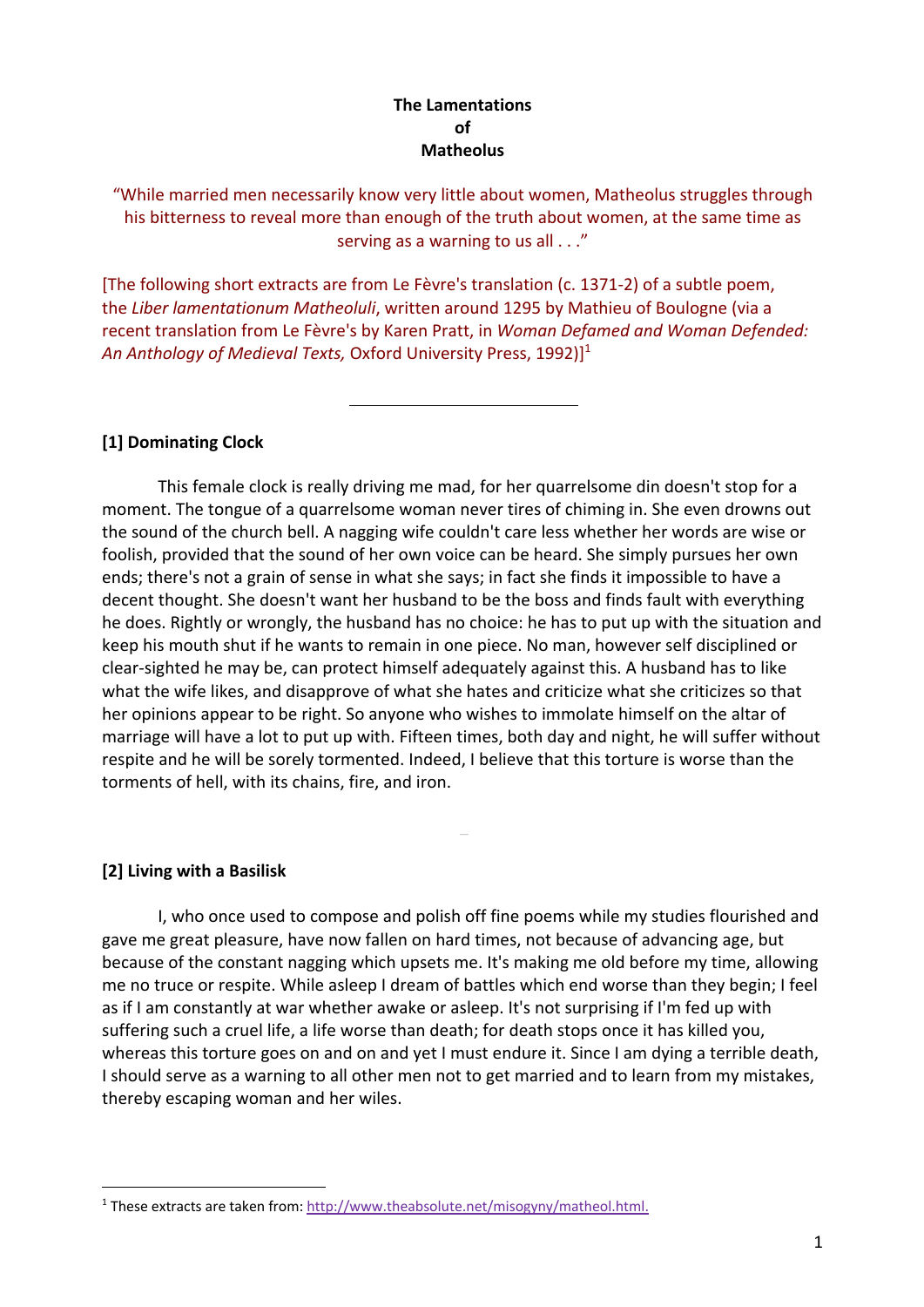**The Lamentations**
**of**
**Matheolus**

"While married men necessarily know very little about women, Matheolus struggles through his bitterness to reveal more than enough of the truth about women, at the same time as serving as a warning to us all . . ."

[The following short extracts are from Le Fèvre's translation (c. 1371-2) of a subtle poem, the *Liber lamentationum Matheoluli*, written around 1295 by Mathieu of Boulogne (via a recent translation from Le Fèvre's by Karen Pratt, in *Woman Defamed and Woman Defended: An Anthology of Medieval Texts,* Oxford University Press, 1992)][1]

---

### [1] Dominating Clock

This female clock is really driving me mad, for her quarrelsome din doesn't stop for a moment. The tongue of a quarrelsome woman never tires of chiming in. She even drowns out the sound of the church bell. A nagging wife couldn't care less whether her words are wise or foolish, provided that the sound of her own voice can be heard. She simply pursues her own ends; there's not a grain of sense in what she says; in fact she finds it impossible to have a decent thought. She doesn't want her husband to be the boss and finds fault with everything he does. Rightly or wrongly, the husband has no choice: he has to put up with the situation and keep his mouth shut if he wants to remain in one piece. No man, however self disciplined or clear-sighted he may be, can protect himself adequately against this. A husband has to like what the wife likes, and disapprove of what she hates and criticize what she criticizes so that her opinions appear to be right. So anyone who wishes to immolate himself on the altar of marriage will have a lot to put up with. Fifteen times, both day and night, he will suffer without respite and he will be sorely tormented. Indeed, I believe that this torture is worse than the torments of hell, with its chains, fire, and iron.

### [2] Living with a Basilisk

I, who once used to compose and polish off fine poems while my studies flourished and gave me great pleasure, have now fallen on hard times, not because of advancing age, but because of the constant nagging which upsets me. It's making me old before my time, allowing me no truce or respite. While asleep I dream of battles which end worse than they begin; I feel as if I am constantly at war whether awake or asleep. It's not surprising if I'm fed up with suffering such a cruel life, a life worse than death; for death stops once it has killed you, whereas this torture goes on and on and yet I must endure it. Since I am dying a terrible death, I should serve as a warning to all other men not to get married and to learn from my mistakes, thereby escaping woman and her wiles.

---

[1] These extracts are taken from: http://www.theabsolute.net/misogyny/matheol.html.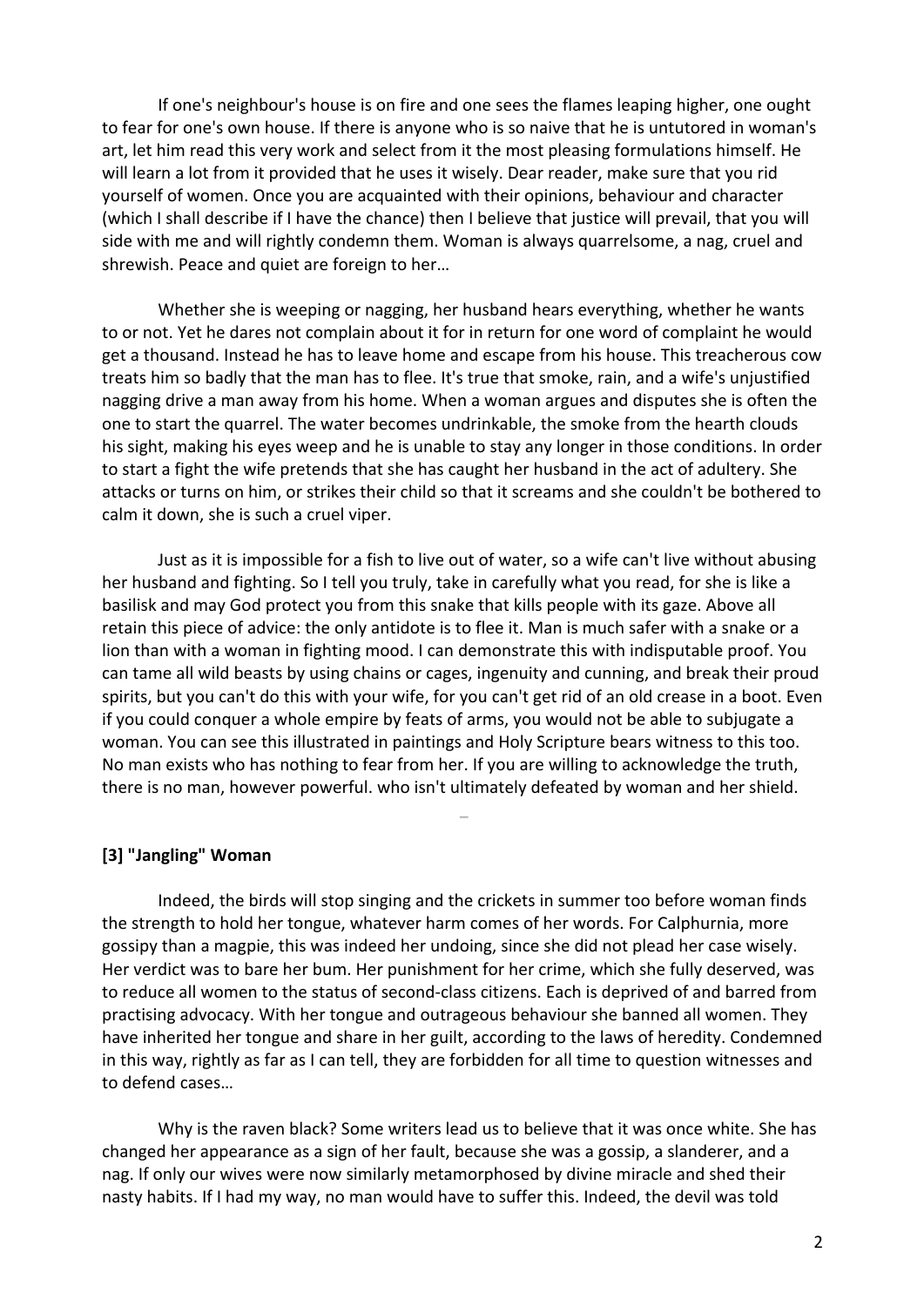If one's neighbour's house is on fire and one sees the flames leaping higher, one ought to fear for one's own house. If there is anyone who is so naive that he is untutored in woman's art, let him read this very work and select from it the most pleasing formulations himself. He will learn a lot from it provided that he uses it wisely. Dear reader, make sure that you rid yourself of women. Once you are acquainted with their opinions, behaviour and character (which I shall describe if I have the chance) then I believe that justice will prevail, that you will side with me and will rightly condemn them. Woman is always quarrelsome, a nag, cruel and shrewish. Peace and quiet are foreign to her…

Whether she is weeping or nagging, her husband hears everything, whether he wants to or not. Yet he dares not complain about it for in return for one word of complaint he would get a thousand. Instead he has to leave home and escape from his house. This treacherous cow treats him so badly that the man has to flee. It's true that smoke, rain, and a wife's unjustified nagging drive a man away from his home. When a woman argues and disputes she is often the one to start the quarrel. The water becomes undrinkable, the smoke from the hearth clouds his sight, making his eyes weep and he is unable to stay any longer in those conditions. In order to start a fight the wife pretends that she has caught her husband in the act of adultery. She attacks or turns on him, or strikes their child so that it screams and she couldn't be bothered to calm it down, she is such a cruel viper.

Just as it is impossible for a fish to live out of water, so a wife can't live without abusing her husband and fighting. So I tell you truly, take in carefully what you read, for she is like a basilisk and may God protect you from this snake that kills people with its gaze. Above all retain this piece of advice: the only antidote is to flee it. Man is much safer with a snake or a lion than with a woman in fighting mood. I can demonstrate this with indisputable proof. You can tame all wild beasts by using chains or cages, ingenuity and cunning, and break their proud spirits, but you can't do this with your wife, for you can't get rid of an old crease in a boot. Even if you could conquer a whole empire by feats of arms, you would not be able to subjugate a woman. You can see this illustrated in paintings and Holy Scripture bears witness to this too. No man exists who has nothing to fear from her. If you are willing to acknowledge the truth, there is no man, however powerful. who isn't ultimately defeated by woman and her shield.

#### [3] "Jangling" Woman

Indeed, the birds will stop singing and the crickets in summer too before woman finds the strength to hold her tongue, whatever harm comes of her words. For Calphurnia, more gossipy than a magpie, this was indeed her undoing, since she did not plead her case wisely. Her verdict was to bare her bum. Her punishment for her crime, which she fully deserved, was to reduce all women to the status of second-class citizens. Each is deprived of and barred from practising advocacy. With her tongue and outrageous behaviour she banned all women. They have inherited her tongue and share in her guilt, according to the laws of heredity. Condemned in this way, rightly as far as I can tell, they are forbidden for all time to question witnesses and to defend cases…

Why is the raven black? Some writers lead us to believe that it was once white. She has changed her appearance as a sign of her fault, because she was a gossip, a slanderer, and a nag. If only our wives were now similarly metamorphosed by divine miracle and shed their nasty habits. If I had my way, no man would have to suffer this. Indeed, the devil was told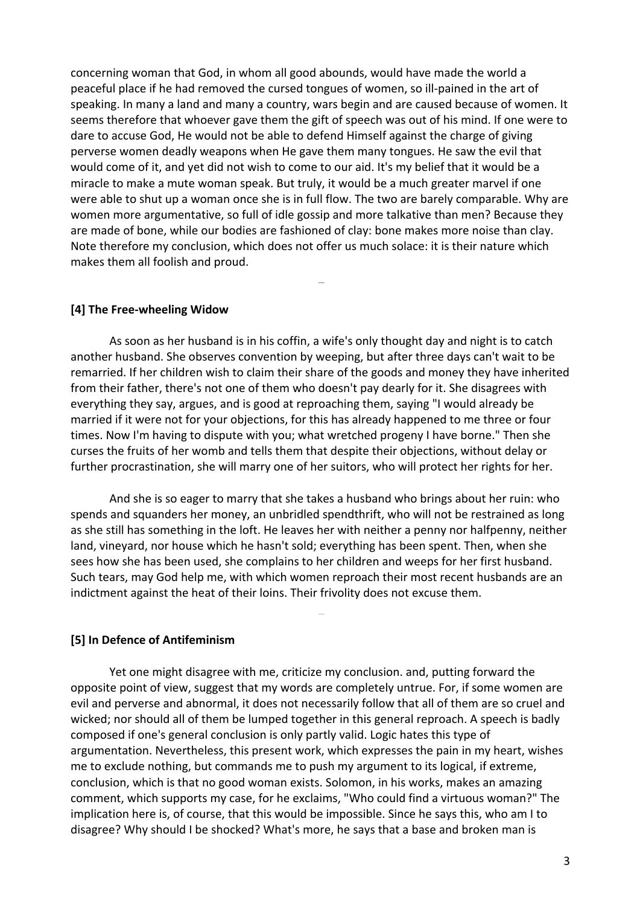concerning woman that God, in whom all good abounds, would have made the world a peaceful place if he had removed the cursed tongues of women, so ill-pained in the art of speaking. In many a land and many a country, wars begin and are caused because of women. It seems therefore that whoever gave them the gift of speech was out of his mind. If one were to dare to accuse God, He would not be able to defend Himself against the charge of giving perverse women deadly weapons when He gave them many tongues. He saw the evil that would come of it, and yet did not wish to come to our aid. It's my belief that it would be a miracle to make a mute woman speak. But truly, it would be a much greater marvel if one were able to shut up a woman once she is in full flow. The two are barely comparable. Why are women more argumentative, so full of idle gossip and more talkative than men? Because they are made of bone, while our bodies are fashioned of clay: bone makes more noise than clay. Note therefore my conclusion, which does not offer us much solace: it is their nature which makes them all foolish and proud.

**[4] The Free-wheeling Widow**

As soon as her husband is in his coffin, a wife's only thought day and night is to catch another husband. She observes convention by weeping, but after three days can't wait to be remarried. If her children wish to claim their share of the goods and money they have inherited from their father, there's not one of them who doesn't pay dearly for it. She disagrees with everything they say, argues, and is good at reproaching them, saying "I would already be married if it were not for your objections, for this has already happened to me three or four times. Now I'm having to dispute with you; what wretched progeny I have borne." Then she curses the fruits of her womb and tells them that despite their objections, without delay or further procrastination, she will marry one of her suitors, who will protect her rights for her.

And she is so eager to marry that she takes a husband who brings about her ruin: who spends and squanders her money, an unbridled spendthrift, who will not be restrained as long as she still has something in the loft. He leaves her with neither a penny nor halfpenny, neither land, vineyard, nor house which he hasn't sold; everything has been spent. Then, when she sees how she has been used, she complains to her children and weeps for her first husband. Such tears, may God help me, with which women reproach their most recent husbands are an indictment against the heat of their loins. Their frivolity does not excuse them.

**[5] In Defence of Antifeminism**

Yet one might disagree with me, criticize my conclusion. and, putting forward the opposite point of view, suggest that my words are completely untrue. For, if some women are evil and perverse and abnormal, it does not necessarily follow that all of them are so cruel and wicked; nor should all of them be lumped together in this general reproach. A speech is badly composed if one's general conclusion is only partly valid. Logic hates this type of argumentation. Nevertheless, this present work, which expresses the pain in my heart, wishes me to exclude nothing, but commands me to push my argument to its logical, if extreme, conclusion, which is that no good woman exists. Solomon, in his works, makes an amazing comment, which supports my case, for he exclaims, "Who could find a virtuous woman?" The implication here is, of course, that this would be impossible. Since he says this, who am I to disagree? Why should I be shocked? What's more, he says that a base and broken man is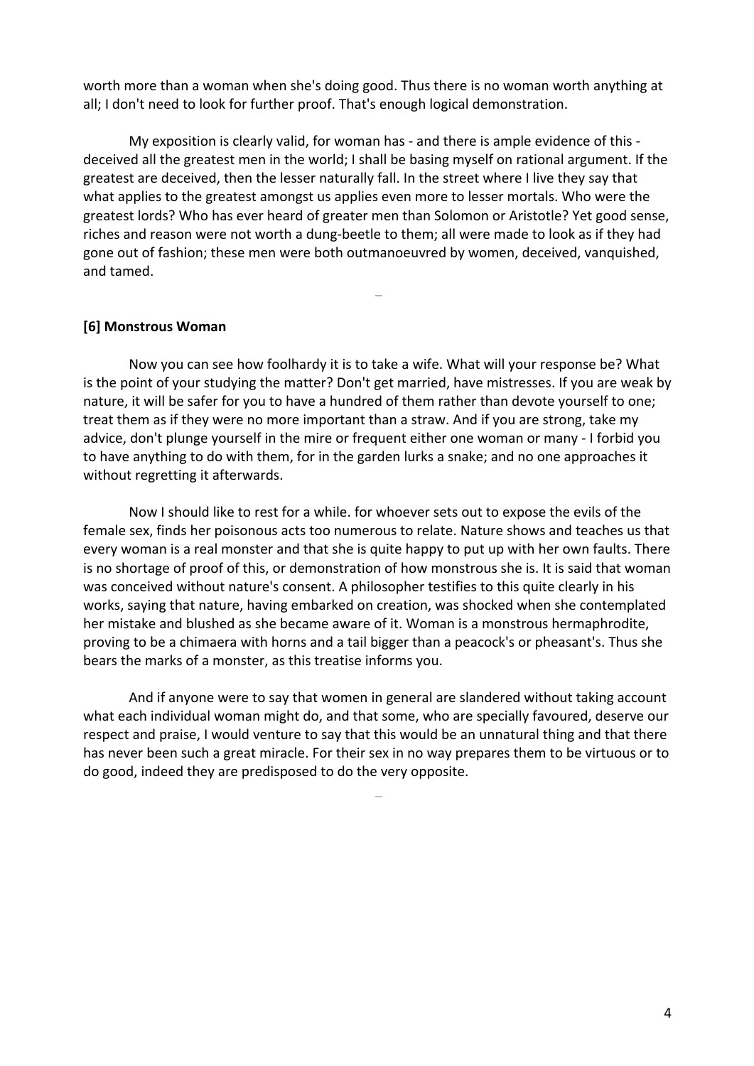worth more than a woman when she's doing good. Thus there is no woman worth anything at all; I don't need to look for further proof. That's enough logical demonstration.

My exposition is clearly valid, for woman has - and there is ample evidence of this - deceived all the greatest men in the world; I shall be basing myself on rational argument. If the greatest are deceived, then the lesser naturally fall. In the street where I live they say that what applies to the greatest amongst us applies even more to lesser mortals. Who were the greatest lords? Who has ever heard of greater men than Solomon or Aristotle? Yet good sense, riches and reason were not worth a dung-beetle to them; all were made to look as if they had gone out of fashion; these men were both outmanoeuvred by women, deceived, vanquished, and tamed.

—

**[6] Monstrous Woman**

Now you can see how foolhardy it is to take a wife. What will your response be? What is the point of your studying the matter? Don't get married, have mistresses. If you are weak by nature, it will be safer for you to have a hundred of them rather than devote yourself to one; treat them as if they were no more important than a straw. And if you are strong, take my advice, don't plunge yourself in the mire or frequent either one woman or many - I forbid you to have anything to do with them, for in the garden lurks a snake; and no one approaches it without regretting it afterwards.

Now I should like to rest for a while. for whoever sets out to expose the evils of the female sex, finds her poisonous acts too numerous to relate. Nature shows and teaches us that every woman is a real monster and that she is quite happy to put up with her own faults. There is no shortage of proof of this, or demonstration of how monstrous she is. It is said that woman was conceived without nature's consent. A philosopher testifies to this quite clearly in his works, saying that nature, having embarked on creation, was shocked when she contemplated her mistake and blushed as she became aware of it. Woman is a monstrous hermaphrodite, proving to be a chimaera with horns and a tail bigger than a peacock's or pheasant's. Thus she bears the marks of a monster, as this treatise informs you.

And if anyone were to say that women in general are slandered without taking account what each individual woman might do, and that some, who are specially favoured, deserve our respect and praise, I would venture to say that this would be an unnatural thing and that there has never been such a great miracle. For their sex in no way prepares them to be virtuous or to do good, indeed they are predisposed to do the very opposite.

—